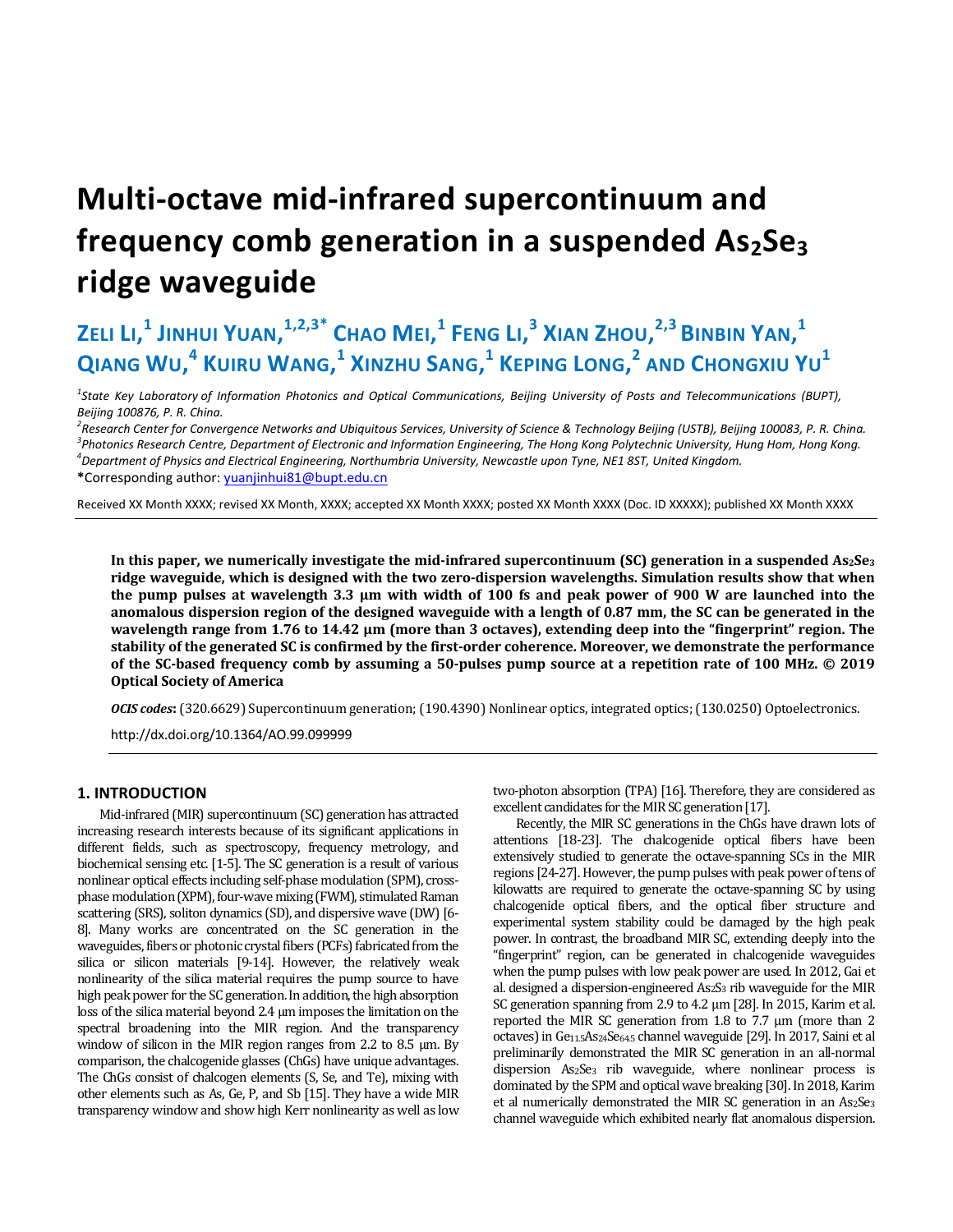# Multi-octave mid-infrared supercontinuum and frequency comb generation in a suspended $As_2Se_3$ ridge waveguide

**Zeli Li,[1] Jinhui Yuan,[1,2,3*] Chao Mei,[1] Feng Li,[3] Xian Zhou,[2,3] Binbin Yan,[1] Qiang Wu,[4] Kuiru Wang,[1] Xinzhu Sang,[1] Keping Long,[2] and Chongxiu Yu[1]**

*[1]State Key Laboratory of Information Photonics and Optical Communications, Beijing University of Posts and Telecommunications (BUPT), Beijing 100876, P. R. China.*

*[2]Research Center for Convergence Networks and Ubiquitous Services, University of Science & Technology Beijing (USTB), Beijing 100083, P. R. China.*

*[3]Photonics Research Centre, Department of Electronic and Information Engineering, The Hong Kong Polytechnic University, Hung Hom, Hong Kong.*

*[4]Department of Physics and Electrical Engineering, Northumbria University, Newcastle upon Tyne, NE1 8ST, United Kingdom.*

*Corresponding author: yuanjinhui81@bupt.edu.cn

Received XX Month XXXX; revised XX Month, XXXX; accepted XX Month XXXX; posted XX Month XXXX (Doc. ID XXXXX); published XX Month XXXX

**In this paper, we numerically investigate the mid-infrared supercontinuum (SC) generation in a suspended $As_2Se_3$ ridge waveguide, which is designed with the two zero-dispersion wavelengths. Simulation results show that when the pump pulses at wavelength 3.3 μm with width of 100 fs and peak power of 900 W are launched into the anomalous dispersion region of the designed waveguide with a length of 0.87 mm, the SC can be generated in the wavelength range from 1.76 to 14.42 μm (more than 3 octaves), extending deep into the "fingerprint" region. The stability of the generated SC is confirmed by the first-order coherence. Moreover, we demonstrate the performance of the SC-based frequency comb by assuming a 50-pulses pump source at a repetition rate of 100 MHz. © 2019 Optical Society of America**

***OCIS codes*:** (320.6629) Supercontinuum generation; (190.4390) Nonlinear optics, integrated optics; (130.0250) Optoelectronics.

http://dx.doi.org/10.1364/AO.99.099999

## 1. INTRODUCTION

Mid-infrared (MIR) supercontinuum (SC) generation has attracted increasing research interests because of its significant applications in different fields, such as spectroscopy, frequency metrology, and biochemical sensing etc. [1-5]. The SC generation is a result of various nonlinear optical effects including self-phase modulation (SPM), cross-phase modulation (XPM), four-wave mixing (FWM), stimulated Raman scattering (SRS), soliton dynamics (SD), and dispersive wave (DW) [6-8]. Many works are concentrated on the SC generation in the waveguides, fibers or photonic crystal fibers (PCFs) fabricated from the silica or silicon materials [9-14]. However, the relatively weak nonlinearity of the silica material requires the pump source to have high peak power for the SC generation. In addition, the high absorption loss of the silica material beyond 2.4 μm imposes the limitation on the spectral broadening into the MIR region. And the transparency window of silicon in the MIR region ranges from 2.2 to 8.5 μm. By comparison, the chalcogenide glasses (ChGs) have unique advantages. The ChGs consist of chalcogen elements (S, Se, and Te), mixing with other elements such as As, Ge, P, and Sb [15]. They have a wide MIR transparency window and show high Kerr nonlinearity as well as low two-photon absorption (TPA) [16]. Therefore, they are considered as excellent candidates for the MIR SC generation [17].

Recently, the MIR SC generations in the ChGs have drawn lots of attentions [18-23]. The chalcogenide optical fibers have been extensively studied to generate the octave-spanning SCs in the MIR regions [24-27]. However, the pump pulses with peak power of tens of kilowatts are required to generate the octave-spanning SC by using chalcogenide optical fibers, and the optical fiber structure and experimental system stability could be damaged by the high peak power. In contrast, the broadband MIR SC, extending deeply into the "fingerprint" region, can be generated in chalcogenide waveguides when the pump pulses with low peak power are used. In 2012, Gai et al. designed a dispersion-engineered $As_2S_3$ rib waveguide for the MIR SC generation spanning from 2.9 to 4.2 μm [28]. In 2015, Karim et al. reported the MIR SC generation from 1.8 to 7.7 μm (more than 2 octaves) in $Ge_{11.5}As_{24}Se_{64.5}$ channel waveguide [29]. In 2017, Saini et al preliminarily demonstrated the MIR SC generation in an all-normal dispersion $As_2Se_3$ rib waveguide, where nonlinear process is dominated by the SPM and optical wave breaking [30]. In 2018, Karim et al numerically demonstrated the MIR SC generation in an $As_2Se_3$ channel waveguide which exhibited nearly flat anomalous dispersion.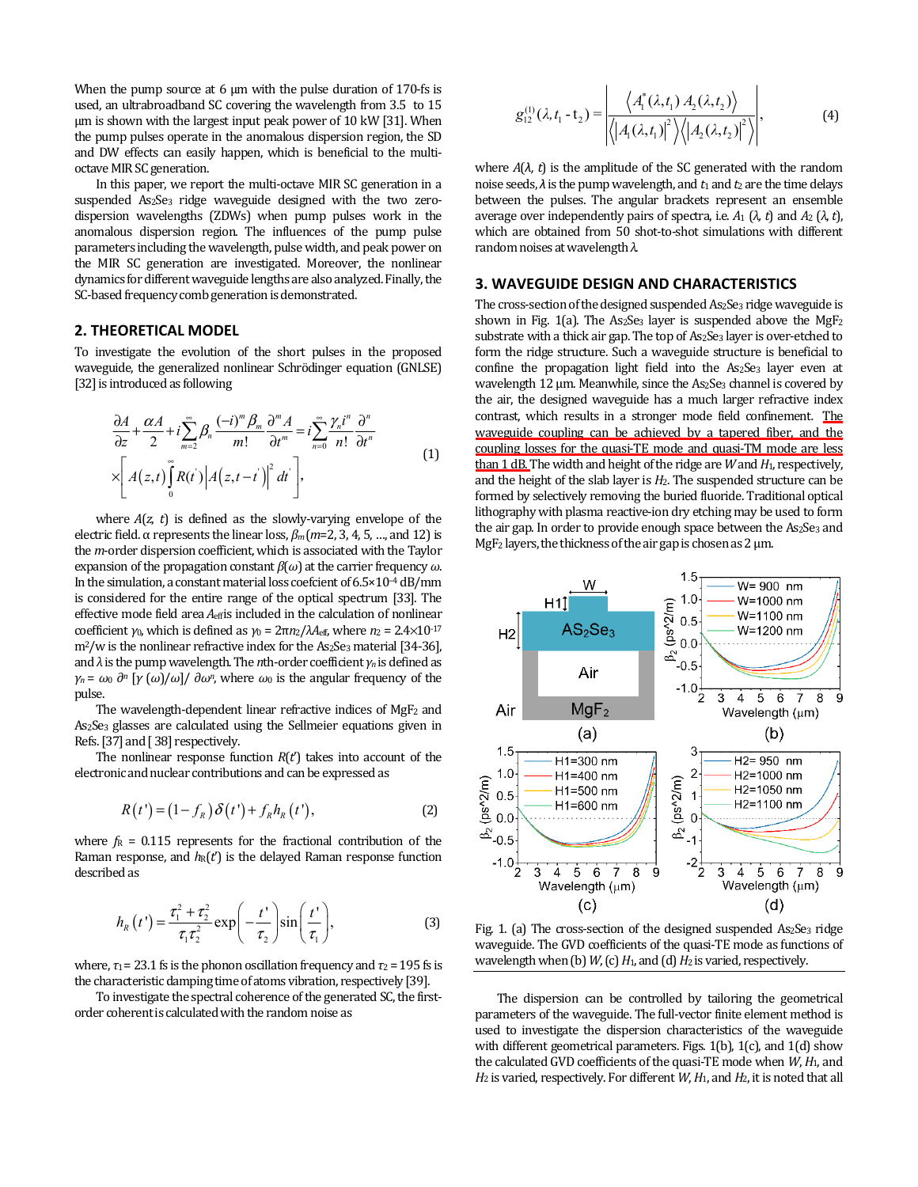When the pump source at 6 μm with the pulse duration of 170-fs is used, an ultrabroadband SC covering the wavelength from 3.5 to 15 μm is shown with the largest input peak power of 10 kW [31]. When the pump pulses operate in the anomalous dispersion region, the SD and DW effects can easily happen, which is beneficial to the multi-octave MIR SC generation.

In this paper, we report the multi-octave MIR SC generation in a suspended $As_2Se_3$ ridge waveguide designed with the two zero-dispersion wavelengths (ZDWs) when pump pulses work in the anomalous dispersion region. The influences of the pump pulse parameters including the wavelength, pulse width, and peak power on the MIR SC generation are investigated. Moreover, the nonlinear dynamics for different waveguide lengths are also analyzed. Finally, the SC-based frequency comb generation is demonstrated.

## 2. THEORETICAL MODEL

To investigate the evolution of the short pulses in the proposed waveguide, the generalized nonlinear Schrödinger equation (GNLSE) [32] is introduced as following

$$\frac{\partial A}{\partial z}+\frac{\alpha A}{2}+i\sum_{m=2}^{\infty}\beta_n\frac{(-i)^m\beta_m}{m!}\frac{\partial^m A}{\partial t^m}=i\sum_{n=0}^{\infty}\frac{\gamma_n i^n}{n!}\frac{\partial^n}{\partial t^n}\times\left[A(z,t)\int_0^{\infty}R(t')\left|A(z,t-t')\right|^2dt'\right],\tag{1}$$

where $A(z, t)$ is defined as the slowly-varying envelope of the electric field. α represents the linear loss, $\beta_m$ ($m$=2, 3, 4, 5, ..., and 12) is the $m$-order dispersion coefficient, which is associated with the Taylor expansion of the propagation constant $\beta(\omega)$ at the carrier frequency $\omega$. In the simulation, a constant material loss coefcient of $6.5\times10^{-4}$ dB/mm is considered for the entire range of the optical spectrum [33]. The effective mode field area $A_{eff}$ is included in the calculation of nonlinear coefficient $\gamma_0$, which is defined as $\gamma_0 = 2\pi n_2/\lambda A_{eff}$, where $n_2 = 2.4\times10^{-17}$ $m^2$/w is the nonlinear refractive index for the $As_2Se_3$ material [34-36], and $\lambda$ is the pump wavelength. The $n$th-order coefficient $\gamma_n$ is defined as $\gamma_n = \omega_0\ \partial^n\ [\gamma\ (\omega)/\omega]/\ \partial\omega^n$, where $\omega_0$ is the angular frequency of the pulse.

The wavelength-dependent linear refractive indices of $MgF_2$ and $As_2Se_3$ glasses are calculated using the Sellmeier equations given in Refs. [37] and [38] respectively.

The nonlinear response function $R(t')$ takes into account of the electronic and nuclear contributions and can be expressed as

$$R(t')=(1-f_R)\delta(t')+f_R h_R(t'),\tag{2}$$

where $f_R$ = 0.115 represents for the fractional contribution of the Raman response, and $h_R(t')$ is the delayed Raman response function described as

$$h_R(t')=\frac{\tau_1^2+\tau_2^2}{\tau_1\tau_2^2}\exp\left(-\frac{t'}{\tau_2}\right)\sin\left(\frac{t'}{\tau_1}\right),\tag{3}$$

where, $\tau_1$ = 23.1 fs is the phonon oscillation frequency and $\tau_2$ = 195 fs is the characteristic damping time of atoms vibration, respectively [39].

To investigate the spectral coherence of the generated SC, the first-order coherent is calculated with the random noise as

$$g_{12}^{(1)}(\lambda,t_1-t_2)=\left|\frac{\left\langle A_1^*(\lambda,t_1)\,A_2(\lambda,t_2)\right\rangle}{\sqrt{\left\langle\left|A_1(\lambda,t_1)\right|^2\right\rangle\left\langle\left|A_2(\lambda,t_2)\right|^2\right\rangle}}\right|,\tag{4}$$

where $A(\lambda, t)$ is the amplitude of the SC generated with the random noise seeds, $\lambda$ is the pump wavelength, and $t_1$ and $t_2$ are the time delays between the pulses. The angular brackets represent an ensemble average over independently pairs of spectra, i.e. $A_1(\lambda, t)$ and $A_2(\lambda, t)$, which are obtained from 50 shot-to-shot simulations with different random noises at wavelength $\lambda$.

## 3. WAVEGUIDE DESIGN AND CHARACTERISTICS

The cross-section of the designed suspended $As_2Se_3$ ridge waveguide is shown in Fig. 1(a). The $As_2Se_3$ layer is suspended above the $MgF_2$ substrate with a thick air gap. The top of $As_2Se_3$ layer is over-etched to form the ridge structure. Such a waveguide structure is beneficial to confine the propagation light field into the $As_2Se_3$ layer even at wavelength 12 μm. Meanwhile, since the $As_2Se_3$ channel is covered by the air, the designed waveguide has a much larger refractive index contrast, which results in a stronger mode field confinement. The waveguide coupling can be achieved by a tapered fiber, and the coupling losses for the quasi-TE mode and quasi-TM mode are less than 1 dB. The width and height of the ridge are $W$ and $H_1$, respectively, and the height of the slab layer is $H_2$. The suspended structure can be formed by selectively removing the buried fluoride. Traditional optical lithography with plasma reactive-ion dry etching may be used to form the air gap. In order to provide enough space between the $As_2Se_3$ and $MgF_2$ layers, the thickness of the air gap is chosen as 2 μm.

Fig. 1. (a) The cross-section of the designed suspended $As_2Se_3$ ridge waveguide. The GVD coefficients of the quasi-TE mode as functions of wavelength when (b) $W$, (c) $H_1$, and (d) $H_2$ is varied, respectively.

The dispersion can be controlled by tailoring the geometrical parameters of the waveguide. The full-vector finite element method is used to investigate the dispersion characteristics of the waveguide with different geometrical parameters. Figs. 1(b), 1(c), and 1(d) show the calculated GVD coefficients of the quasi-TE mode when $W$, $H_1$, and $H_2$ is varied, respectively. For different $W$, $H_1$, and $H_2$, it is noted that all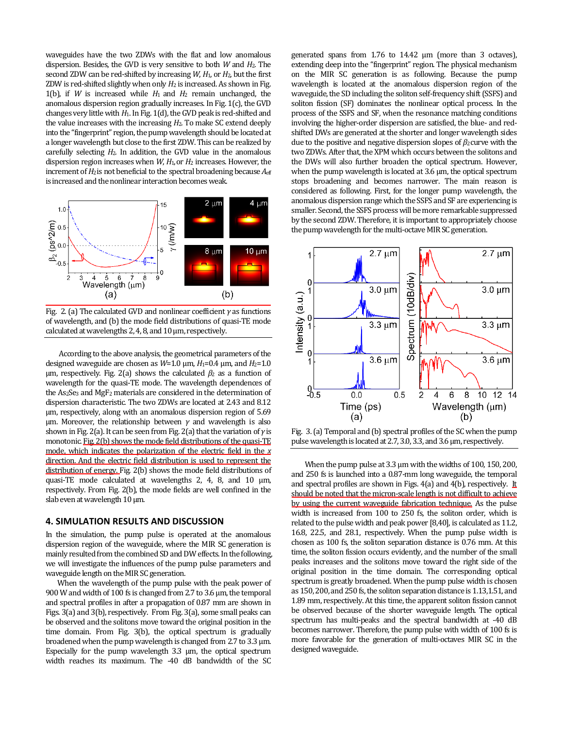waveguides have the two ZDWs with the flat and low anomalous dispersion. Besides, the GVD is very sensitive to both $W$ and $H_2$. The second ZDW can be red-shifted by increasing $W$, $H_1$, or $H_2$, but the first ZDW is red-shifted slightly when only $H_2$ is increased. As shown in Fig. 1(b), if $W$ is increased while $H_1$ and $H_2$ remain unchanged, the anomalous dispersion region gradually increases. In Fig. 1(c), the GVD changes very little with $H_1$. In Fig. 1(d), the GVD peak is red-shifted and the value increases with the increasing $H_2$. To make SC extend deeply into the "fingerprint" region, the pump wavelength should be located at a longer wavelength but close to the first ZDW. This can be realized by carefully selecting $H_2$. In addition, the GVD value in the anomalous dispersion region increases when $W$, $H_1$, or $H_2$ increases. However, the increment of $H_2$ is not beneficial to the spectral broadening because $A_{eff}$ is increased and the nonlinear interaction becomes weak.

Fig. 2. (a) The calculated GVD and nonlinear coefficient $\gamma$ as functions of wavelength, and (b) the mode field distributions of quasi-TE mode calculated at wavelengths 2, 4, 8, and 10 μm, respectively.

According to the above analysis, the geometrical parameters of the designed waveguide are chosen as $W$=1.0 μm, $H_1$=0.4 μm, and $H_2$=1.0 μm, respectively. Fig. 2(a) shows the calculated $\beta_2$ as a function of wavelength for the quasi-TE mode. The wavelength dependences of the $As_2Se_3$ and $MgF_2$ materials are considered in the determination of dispersion characteristic. The two ZDWs are located at 2.43 and 8.12 μm, respectively, along with an anomalous dispersion region of 5.69 μm. Moreover, the relationship between $\gamma$ and wavelength is also shown in Fig. 2(a). It can be seen from Fig. 2(a) that the variation of $\gamma$ is monotonic. Fig. 2(b) shows the mode field distributions of the quasi-TE mode, which indicates the polarization of the electric field in the $x$ direction. And the electric field distribution is used to represent the distribution of energy. Fig. 2(b) shows the mode field distributions of quasi-TE mode calculated at wavelengths 2, 4, 8, and 10 μm, respectively. From Fig. 2(b), the mode fields are well confined in the slab even at wavelength 10 μm.

## 4. SIMULATION RESULTS AND DISCUSSION

In the simulation, the pump pulse is operated at the anomalous dispersion region of the waveguide, where the MIR SC generation is mainly resulted from the combined SD and DW effects. In the following, we will investigate the influences of the pump pulse parameters and waveguide length on the MIR SC generation.

When the wavelength of the pump pulse with the peak power of 900 W and width of 100 fs is changed from 2.7 to 3.6 μm, the temporal and spectral profiles in after a propagation of 0.87 mm are shown in Figs. 3(a) and 3(b), respectively. From Fig. 3(a), some small peaks can be observed and the solitons move toward the original position in the time domain. From Fig. 3(b), the optical spectrum is gradually broadened when the pump wavelength is changed from 2.7 to 3.3 μm. Especially for the pump wavelength 3.3 μm, the optical spectrum width reaches its maximum. The -40 dB bandwidth of the SC generated spans from 1.76 to 14.42 μm (more than 3 octaves), extending deep into the "fingerprint" region. The physical mechanism on the MIR SC generation is as following. Because the pump wavelength is located at the anomalous dispersion region of the waveguide, the SD including the soliton self-frequency shift (SSFS) and soliton fission (SF) dominates the nonlinear optical process. In the process of the SSFS and SF, when the resonance matching conditions involving the higher-order dispersion are satisfied, the blue- and red-shifted DWs are generated at the shorter and longer wavelength sides due to the positive and negative dispersion slopes of $\beta_2$ curve with the two ZDWs. After that, the XPM which occurs between the solitons and the DWs will also further broaden the optical spectrum. However, when the pump wavelength is located at 3.6 μm, the optical spectrum stops broadening and becomes narrower. The main reason is considered as following. First, for the longer pump wavelength, the anomalous dispersion range which the SSFS and SF are experiencing is smaller. Second, the SSFS process will be more remarkable suppressed by the second ZDW. Therefore, it is important to appropriately choose the pump wavelength for the multi-octave MIR SC generation.

Fig. 3. (a) Temporal and (b) spectral profiles of the SC when the pump pulse wavelength is located at 2.7, 3.0, 3.3, and 3.6 μm, respectively.

When the pump pulse at 3.3 μm with the widths of 100, 150, 200, and 250 fs is launched into a 0.87-mm long waveguide, the temporal and spectral profiles are shown in Figs. 4(a) and 4(b), respectively. It should be noted that the micron-scale length is not difficult to achieve by using the current waveguide fabrication technique. As the pulse width is increased from 100 to 250 fs, the soliton order, which is related to the pulse width and peak power [8,40], is calculated as 11.2, 16.8, 22.5, and 28.1, respectively. When the pump pulse width is chosen as 100 fs, the soliton separation distance is 0.76 mm. At this time, the soliton fission occurs evidently, and the number of the small peaks increases and the solitons move toward the right side of the original position in the time domain. The corresponding optical spectrum is greatly broadened. When the pump pulse width is chosen as 150, 200, and 250 fs, the soliton separation distance is 1.13, 1.51, and 1.89 mm, respectively. At this time, the apparent soliton fission cannot be observed because of the shorter waveguide length. The optical spectrum has multi-peaks and the spectral bandwidth at -40 dB becomes narrower. Therefore, the pump pulse with width of 100 fs is more favorable for the generation of multi-octaves MIR SC in the designed waveguide.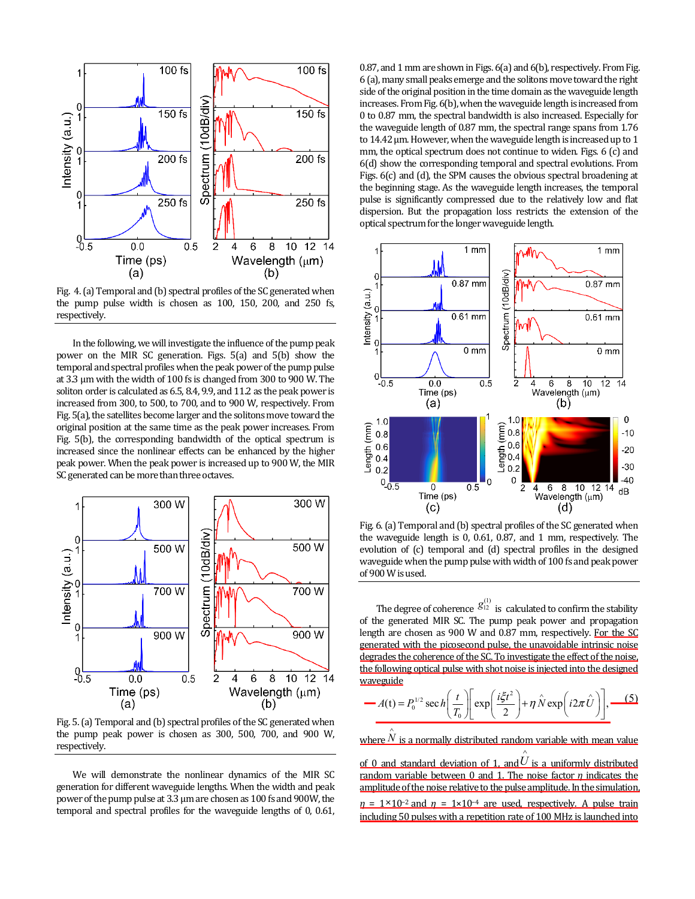Fig. 4. (a) Temporal and (b) spectral profiles of the SC generated when the pump pulse width is chosen as 100, 150, 200, and 250 fs, respectively.

In the following, we will investigate the influence of the pump peak power on the MIR SC generation. Figs. 5(a) and 5(b) show the temporal and spectral profiles when the peak power of the pump pulse at 3.3 μm with the width of 100 fs is changed from 300 to 900 W. The soliton order is calculated as 6.5, 8.4, 9.9, and 11.2 as the peak power is increased from 300, to 500, to 700, and to 900 W, respectively. From Fig. 5(a), the satellites become larger and the solitons move toward the original position at the same time as the peak power increases. From Fig. 5(b), the corresponding bandwidth of the optical spectrum is increased since the nonlinear effects can be enhanced by the higher peak power. When the peak power is increased up to 900 W, the MIR SC generated can be more than three octaves.

Fig. 5. (a) Temporal and (b) spectral profiles of the SC generated when the pump peak power is chosen as 300, 500, 700, and 900 W, respectively.

We will demonstrate the nonlinear dynamics of the MIR SC generation for different waveguide lengths. When the width and peak power of the pump pulse at 3.3 μm are chosen as 100 fs and 900W, the temporal and spectral profiles for the waveguide lengths of 0, 0.61, 0.87, and 1 mm are shown in Figs. 6(a) and 6(b), respectively. From Fig. 6 (a), many small peaks emerge and the solitons move toward the right side of the original position in the time domain as the waveguide length increases. From Fig. 6(b), when the waveguide length is increased from 0 to 0.87 mm, the spectral bandwidth is also increased. Especially for the waveguide length of 0.87 mm, the spectral range spans from 1.76 to 14.42 μm. However, when the waveguide length is increased up to 1 mm, the optical spectrum does not continue to widen. Figs. 6 (c) and 6(d) show the corresponding temporal and spectral evolutions. From Figs. 6(c) and (d), the SPM causes the obvious spectral broadening at the beginning stage. As the waveguide length increases, the temporal pulse is significantly compressed due to the relatively low and flat dispersion. But the propagation loss restricts the extension of the optical spectrum for the longer waveguide length.

Fig. 6. (a) Temporal and (b) spectral profiles of the SC generated when the waveguide length is 0, 0.61, 0.87, and 1 mm, respectively. The evolution of (c) temporal and (d) spectral profiles in the designed waveguide when the pump pulse with width of 100 fs and peak power of 900 W is used.

The degree of coherence $g_{12}^{(1)}$ is calculated to confirm the stability of the generated MIR SC. The pump peak power and propagation length are chosen as 900 W and 0.87 mm, respectively. For the SC generated with the picosecond pulse, the unavoidable intrinsic noise degrades the coherence of the SC. To investigate the effect of the noise, the following optical pulse with shot noise is injected into the designed waveguide

$$A(t) = P_0^{1/2}\,\mathrm{sech}\left(\frac{t}{T_0}\right)\left[\exp\left(\frac{i\xi t^2}{2}\right) + \eta\,\hat{N}\exp\left(i2\pi\hat{U}\right)\right], \tag{5}$$

where $\hat{N}$ is a normally distributed random variable with mean value of 0 and standard deviation of 1, and $\hat{U}$ is a uniformly distributed random variable between 0 and 1. The noise factor $\eta$ indicates the amplitude of the noise relative to the pulse amplitude. In the simulation, $\eta$ = 1×10$^{-2}$ and $\eta$ = 1×10$^{-4}$ are used, respectively. A pulse train including 50 pulses with a repetition rate of 100 MHz is launched into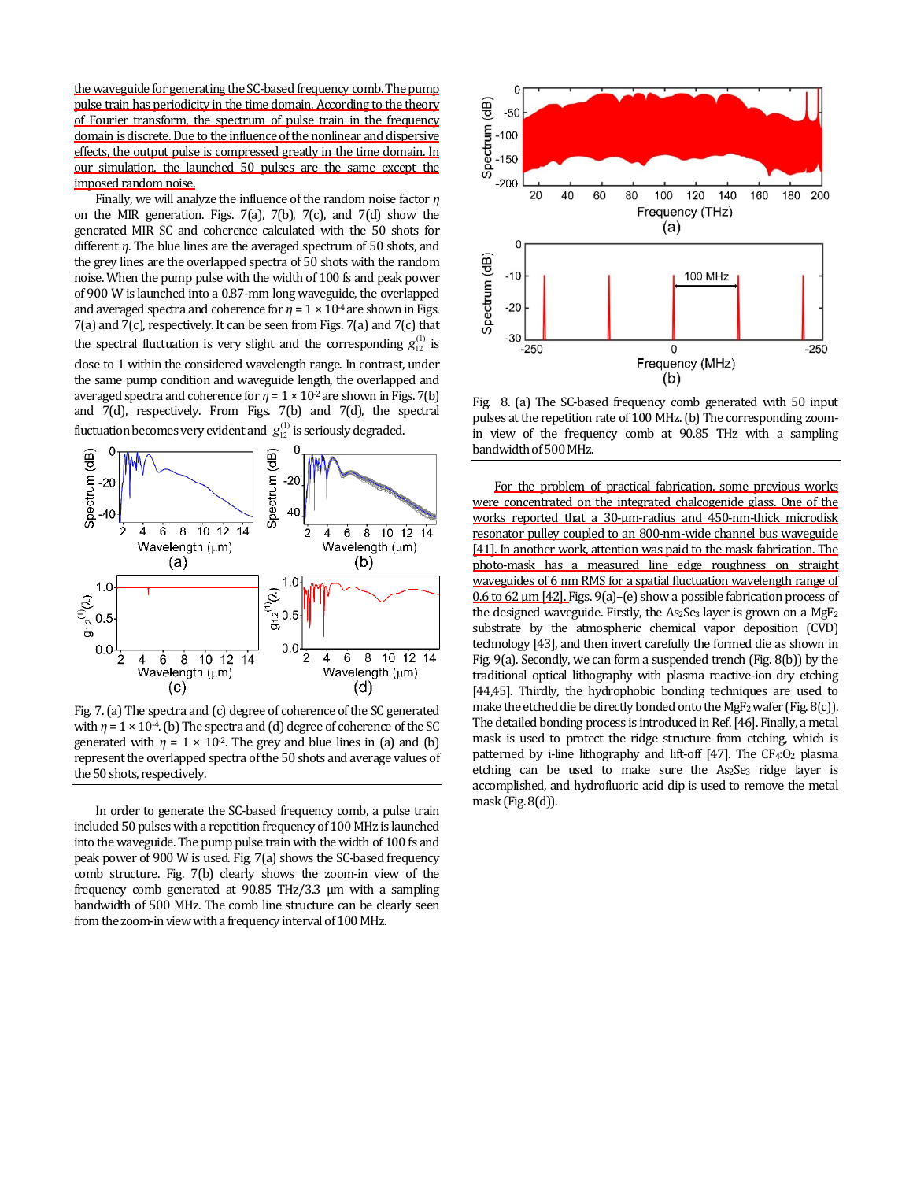the waveguide for generating the SC-based frequency comb. The pump pulse train has periodicity in the time domain. According to the theory of Fourier transform, the spectrum of pulse train in the frequency domain is discrete. Due to the influence of the nonlinear and dispersive effects, the output pulse is compressed greatly in the time domain. In our simulation, the launched 50 pulses are the same except the imposed random noise.

Finally, we will analyze the influence of the random noise factor $\eta$ on the MIR generation. Figs. 7(a), 7(b), 7(c), and 7(d) show the generated MIR SC and coherence calculated with the 50 shots for different $\eta$. The blue lines are the averaged spectrum of 50 shots, and the grey lines are the overlapped spectra of 50 shots with the random noise. When the pump pulse with the width of 100 fs and peak power of 900 W is launched into a 0.87-mm long waveguide, the overlapped and averaged spectra and coherence for $\eta = 1 \times 10^{-4}$ are shown in Figs. 7(a) and 7(c), respectively. It can be seen from Figs. 7(a) and 7(c) that the spectral fluctuation is very slight and the corresponding $g_{12}^{(1)}$ is close to 1 within the considered wavelength range. In contrast, under the same pump condition and waveguide length, the overlapped and averaged spectra and coherence for $\eta = 1 \times 10^{-2}$ are shown in Figs. 7(b) and 7(d), respectively. From Figs. 7(b) and 7(d), the spectral fluctuation becomes very evident and $g_{12}^{(1)}$ is seriously degraded.

Fig. 7. (a) The spectra and (c) degree of coherence of the SC generated with $\eta = 1 \times 10^{-4}$. (b) The spectra and (d) degree of coherence of the SC generated with $\eta = 1 \times 10^{-2}$. The grey and blue lines in (a) and (b) represent the overlapped spectra of the 50 shots and average values of the 50 shots, respectively.

In order to generate the SC-based frequency comb, a pulse train included 50 pulses with a repetition frequency of 100 MHz is launched into the waveguide. The pump pulse train with the width of 100 fs and peak power of 900 W is used. Fig. 7(a) shows the SC-based frequency comb structure. Fig. 7(b) clearly shows the zoom-in view of the frequency comb generated at 90.85 THz/3.3 μm with a sampling bandwidth of 500 MHz. The comb line structure can be clearly seen from the zoom-in view with a frequency interval of 100 MHz.

Fig. 8. (a) The SC-based frequency comb generated with 50 input pulses at the repetition rate of 100 MHz. (b) The corresponding zoom-in view of the frequency comb at 90.85 THz with a sampling bandwidth of 500 MHz.

For the problem of practical fabrication, some previous works were concentrated on the integrated chalcogenide glass. One of the works reported that a 30-μm-radius and 450-nm-thick microdisk resonator pulley coupled to an 800-nm-wide channel bus waveguide [41]. In another work, attention was paid to the mask fabrication. The photo-mask has a measured line edge roughness on straight waveguides of 6 nm RMS for a spatial fluctuation wavelength range of 0.6 to 62 μm [42]. Figs. 9(a)–(e) show a possible fabrication process of the designed waveguide. Firstly, the $As_2Se_3$ layer is grown on a $MgF_2$ substrate by the atmospheric chemical vapor deposition (CVD) technology [43], and then invert carefully the formed die as shown in Fig. 9(a). Secondly, we can form a suspended trench (Fig. 8(b)) by the traditional optical lithography with plasma reactive-ion dry etching [44,45]. Thirdly, the hydrophobic bonding techniques are used to make the etched die be directly bonded onto the $MgF_2$ wafer (Fig. 8(c)). The detailed bonding process is introduced in Ref. [46]. Finally, a metal mask is used to protect the ridge structure from etching, which is patterned by i-line lithography and lift-off [47]. The $CF_4$:$O_2$ plasma etching can be used to make sure the $As_2Se_3$ ridge layer is accomplished, and hydrofluoric acid dip is used to remove the metal mask (Fig. 8(d)).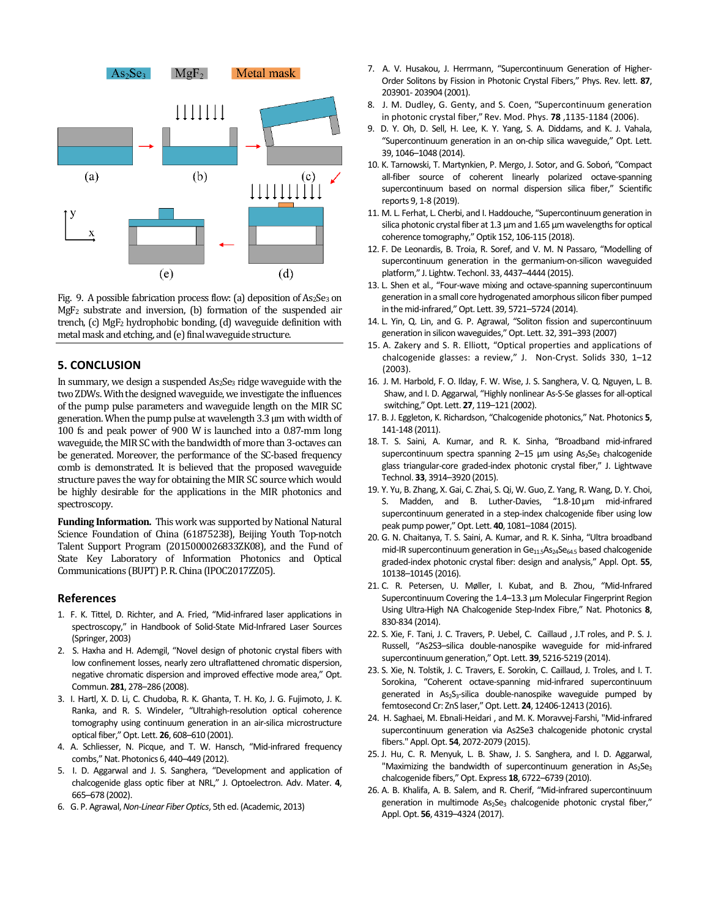Fig. 9. A possible fabrication process flow: (a) deposition of $As_2Se_3$ on $MgF_2$ substrate and inversion, (b) formation of the suspended air trench, (c) $MgF_2$ hydrophobic bonding, (d) waveguide definition with metal mask and etching, and (e) final waveguide structure.

## 5. CONCLUSION

In summary, we design a suspended $As_2Se_3$ ridge waveguide with the two ZDWs. With the designed waveguide, we investigate the influences of the pump pulse parameters and waveguide length on the MIR SC generation. When the pump pulse at wavelength 3.3 μm with width of 100 fs and peak power of 900 W is launched into a 0.87-mm long waveguide, the MIR SC with the bandwidth of more than 3-octaves can be generated. Moreover, the performance of the SC-based frequency comb is demonstrated. It is believed that the proposed waveguide structure paves the way for obtaining the MIR SC source which would be highly desirable for the applications in the MIR photonics and spectroscopy.

**Funding Information.** This work was supported by National Natural Science Foundation of China (61875238), Beijing Youth Top-notch Talent Support Program (2015000026833ZK08), and the Fund of State Key Laboratory of Information Photonics and Optical Communications (BUPT) P. R. China (IPOC2017ZZ05).

## References

1. F. K. Tittel, D. Richter, and A. Fried, "Mid-infrared laser applications in spectroscopy," in Handbook of Solid-State Mid-Infrared Laser Sources (Springer, 2003)
2. S. Haxha and H. Ademgil, "Novel design of photonic crystal fibers with low confinement losses, nearly zero ultraflattened chromatic dispersion, negative chromatic dispersion and improved effective mode area," Opt. Commun. **281**, 278–286 (2008).
3. I. Hartl, X. D. Li, C. Chudoba, R. K. Ghanta, T. H. Ko, J. G. Fujimoto, J. K. Ranka, and R. S. Windeler, "Ultrahigh-resolution optical coherence tomography using continuum generation in an air-silica microstructure optical fiber," Opt. Lett. **26**, 608–610 (2001).
4. A. Schliesser, N. Picque, and T. W. Hansch, "Mid-infrared frequency combs," Nat. Photonics 6, 440–449 (2012).
5. I. D. Aggarwal and J. S. Sanghera, "Development and application of chalcogenide glass optic fiber at NRL," J. Optoelectron. Adv. Mater. **4**, 665–678 (2002).
6. G. P. Agrawal, *Non-Linear Fiber Optics*, 5th ed. (Academic, 2013)
7. A. V. Husakou, J. Herrmann, "Supercontinuum Generation of Higher-Order Solitons by Fission in Photonic Crystal Fibers," Phys. Rev. lett. **87**, 203901- 203904 (2001).
8. J. M. Dudley, G. Genty, and S. Coen, "Supercontinuum generation in photonic crystal fiber," Rev. Mod. Phys. **78** ,1135-1184 (2006).
9. D. Y. Oh, D. Sell, H. Lee, K. Y. Yang, S. A. Diddams, and K. J. Vahala, "Supercontinuum generation in an on-chip silica waveguide," Opt. Lett. 39, 1046–1048 (2014).
10. K. Tarnowski, T. Martynkien, P. Mergo, J. Sotor, and G. Soboń, "Compact all-fiber source of coherent linearly polarized octave-spanning supercontinuum based on normal dispersion silica fiber," Scientific reports 9, 1-8 (2019).
11. M. L. Ferhat, L. Cherbi, and I. Haddouche, "Supercontinuum generation in silica photonic crystal fiber at 1.3 μm and 1.65 μm wavelengths for optical coherence tomography," Optik 152, 106-115 (2018).
12. F. De Leonardis, B. Troia, R. Soref, and V. M. N Passaro, "Modelling of supercontinuum generation in the germanium-on-silicon waveguided platform," J. Lightw. Techonl. 33, 4437–4444 (2015).
13. L. Shen et al., "Four-wave mixing and octave-spanning supercontinuum generation in a small core hydrogenated amorphous silicon fiber pumped in the mid-infrared," Opt. Lett. 39, 5721–5724 (2014).
14. L. Yin, Q. Lin, and G. P. Agrawal, "Soliton fission and supercontinuum generation in silicon waveguides," Opt. Lett. 32, 391–393 (2007)
15. A. Zakery and S. R. Elliott, "Optical properties and applications of chalcogenide glasses: a review," J. Non-Cryst. Solids 330, 1–12 (2003).
16. J. M. Harbold, F. O. Ilday, F. W. Wise, J. S. Sanghera, V. Q. Nguyen, L. B. Shaw, and I. D. Aggarwal, "Highly nonlinear As-S-Se glasses for all-optical switching," Opt. Lett. **27**, 119–121 (2002).
17. B. J. Eggleton, K. Richardson, "Chalcogenide photonics," Nat. Photonics **5**, 141-148 (2011).
18. T. S. Saini, A. Kumar, and R. K. Sinha, "Broadband mid-infrared supercontinuum spectra spanning 2–15 μm using $As_2Se_3$ chalcogenide glass triangular-core graded-index photonic crystal fiber," J. Lightwave Technol. **33**, 3914–3920 (2015).
19. Y. Yu, B. Zhang, X. Gai, C. Zhai, S. Qi, W. Guo, Z. Yang, R. Wang, D. Y. Choi, S. Madden, and B. Luther-Davies, "1.8-10 μm mid-infrared supercontinuum generated in a step-index chalcogenide fiber using low peak pump power," Opt. Lett. **40**, 1081–1084 (2015).
20. G. N. Chaitanya, T. S. Saini, A. Kumar, and R. K. Sinha, "Ultra broadband mid-IR supercontinuum generation in $Ge_{11.5}As_{24}Se_{64.5}$ based chalcogenide graded-index photonic crystal fiber: design and analysis," Appl. Opt. **55**, 10138–10145 (2016).
21. C. R. Petersen, U. Møller, I. Kubat, and B. Zhou, "Mid-Infrared Supercontinuum Covering the 1.4–13.3 μm Molecular Fingerprint Region Using Ultra-High NA Chalcogenide Step-Index Fibre," Nat. Photonics **8**, 830-834 (2014).
22. S. Xie, F. Tani, J. C. Travers, P. Uebel, C. Caillaud , J.T roles, and P. S. J. Russell, "As2S3–silica double-nanospike waveguide for mid-infrared supercontinuum generation," Opt. Lett. **39**, 5216-5219 (2014).
23. S. Xie, N. Tolstik, J. C. Travers, E. Sorokin, C. Caillaud, J. Troles, and I. T. Sorokina, "Coherent octave-spanning mid-infrared supercontinuum generated in $As_2S_3$-silica double-nanospike waveguide pumped by femtosecond Cr: ZnS laser," Opt. Lett. **24**, 12406-12413 (2016).
24. H. Saghaei, M. Ebnali-Heidari , and M. K. Moravvej-Farshi, "Mid-infrared supercontinuum generation via As2Se3 chalcogenide photonic crystal fibers." Appl. Opt. **54**, 2072-2079 (2015).
25. J. Hu, C. R. Menyuk, L. B. Shaw, J. S. Sanghera, and I. D. Aggarwal, "Maximizing the bandwidth of supercontinuum generation in $As_2Se_3$ chalcogenide fibers," Opt. Express **18**, 6722–6739 (2010).
26. A. B. Khalifa, A. B. Salem, and R. Cherif, "Mid-infrared supercontinuum generation in multimode $As_2Se_3$ chalcogenide photonic crystal fiber," Appl. Opt. **56**, 4319–4324 (2017).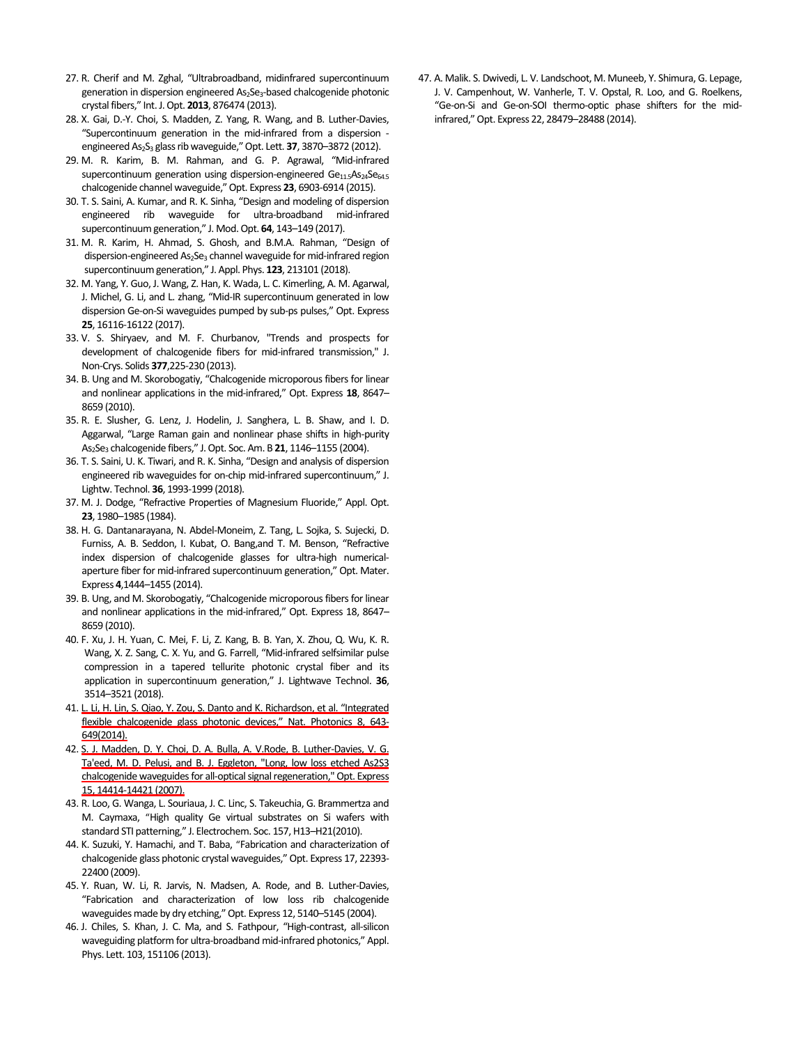27. R. Cherif and M. Zghal, "Ultrabroadband, midinfrared supercontinuum generation in dispersion engineered $As_2Se_3$-based chalcogenide photonic crystal fibers," Int. J. Opt. **2013**, 876474 (2013).
28. X. Gai, D.-Y. Choi, S. Madden, Z. Yang, R. Wang, and B. Luther-Davies, "Supercontinuum generation in the mid-infrared from a dispersion - engineered $As_2S_3$ glass rib waveguide," Opt. Lett. **37**, 3870–3872 (2012).
29. M. R. Karim, B. M. Rahman, and G. P. Agrawal, "Mid-infrared supercontinuum generation using dispersion-engineered $Ge_{11.5}As_{24}Se_{64.5}$ chalcogenide channel waveguide," Opt. Express **23**, 6903-6914 (2015).
30. T. S. Saini, A. Kumar, and R. K. Sinha, "Design and modeling of dispersion engineered rib waveguide for ultra-broadband mid-infrared supercontinuum generation," J. Mod. Opt. **64**, 143–149 (2017).
31. M. R. Karim, H. Ahmad, S. Ghosh, and B.M.A. Rahman, "Design of dispersion-engineered $As_2Se_3$ channel waveguide for mid-infrared region supercontinuum generation," J. Appl. Phys. **123**, 213101 (2018).
32. M. Yang, Y. Guo, J. Wang, Z. Han, K. Wada, L. C. Kimerling, A. M. Agarwal, J. Michel, G. Li, and L. zhang, "Mid-IR supercontinuum generated in low dispersion Ge-on-Si waveguides pumped by sub-ps pulses," Opt. Express **25**, 16116-16122 (2017).
33. V. S. Shiryaev, and M. F. Churbanov, "Trends and prospects for development of chalcogenide fibers for mid-infrared transmission," J. Non-Crys. Solids **377**,225-230 (2013).
34. B. Ung and M. Skorobogatiy, "Chalcogenide microporous fibers for linear and nonlinear applications in the mid-infrared," Opt. Express **18**, 8647–8659 (2010).
35. R. E. Slusher, G. Lenz, J. Hodelin, J. Sanghera, L. B. Shaw, and I. D. Aggarwal, "Large Raman gain and nonlinear phase shifts in high-purity $As_2Se_3$ chalcogenide fibers," J. Opt. Soc. Am. B **21**, 1146–1155 (2004).
36. T. S. Saini, U. K. Tiwari, and R. K. Sinha, "Design and analysis of dispersion engineered rib waveguides for on-chip mid-infrared supercontinuum," J. Lightw. Technol. **36**, 1993-1999 (2018).
37. M. J. Dodge, "Refractive Properties of Magnesium Fluoride," Appl. Opt. **23**, 1980–1985 (1984).
38. H. G. Dantanarayana, N. Abdel-Moneim, Z. Tang, L. Sojka, S. Sujecki, D. Furniss, A. B. Seddon, I. Kubat, O. Bang,and T. M. Benson, "Refractive index dispersion of chalcogenide glasses for ultra-high numerical-aperture fiber for mid-infrared supercontinuum generation," Opt. Mater. Express **4**,1444–1455 (2014).
39. B. Ung, and M. Skorobogatiy, "Chalcogenide microporous fibers for linear and nonlinear applications in the mid-infrared," Opt. Express 18, 8647–8659 (2010).
40. F. Xu, J. H. Yuan, C. Mei, F. Li, Z. Kang, B. B. Yan, X. Zhou, Q. Wu, K. R. Wang, X. Z. Sang, C. X. Yu, and G. Farrell, "Mid-infrared selfsimilar pulse compression in a tapered tellurite photonic crystal fiber and its application in supercontinuum generation," J. Lightwave Technol. **36**, 3514–3521 (2018).
41. L. Li, H. Lin, S. Qiao, Y. Zou, S. Danto and K. Richardson, et al. "Integrated flexible chalcogenide glass photonic devices," Nat. Photonics 8, 643-649(2014).
42. S. J. Madden, D. Y. Choi, D. A. Bulla, A. V.Rode, B. Luther-Davies, V. G. Ta'eed, M. D. Pelusi, and B. J. Eggleton, "Long, low loss etched As2S3 chalcogenide waveguides for all-optical signal regeneration," Opt. Express 15, 14414-14421 (2007).
43. R. Loo, G. Wanga, L. Souriaua, J. C. Linc, S. Takeuchia, G. Brammertza and M. Caymaxa, "High quality Ge virtual substrates on Si wafers with standard STI patterning," J. Electrochem. Soc. 157, H13–H21(2010).
44. K. Suzuki, Y. Hamachi, and T. Baba, "Fabrication and characterization of chalcogenide glass photonic crystal waveguides," Opt. Express 17, 22393-22400 (2009).
45. Y. Ruan, W. Li, R. Jarvis, N. Madsen, A. Rode, and B. Luther-Davies, "Fabrication and characterization of low loss rib chalcogenide waveguides made by dry etching," Opt. Express 12, 5140–5145 (2004).
46. J. Chiles, S. Khan, J. C. Ma, and S. Fathpour, "High-contrast, all-silicon waveguiding platform for ultra-broadband mid-infrared photonics," Appl. Phys. Lett. 103, 151106 (2013).
47. A. Malik. S. Dwivedi, L. V. Landschoot, M. Muneeb, Y. Shimura, G. Lepage, J. V. Campenhout, W. Vanherle, T. V. Opstal, R. Loo, and G. Roelkens, "Ge-on-Si and Ge-on-SOI thermo-optic phase shifters for the mid-infrared," Opt. Express 22, 28479–28488 (2014).